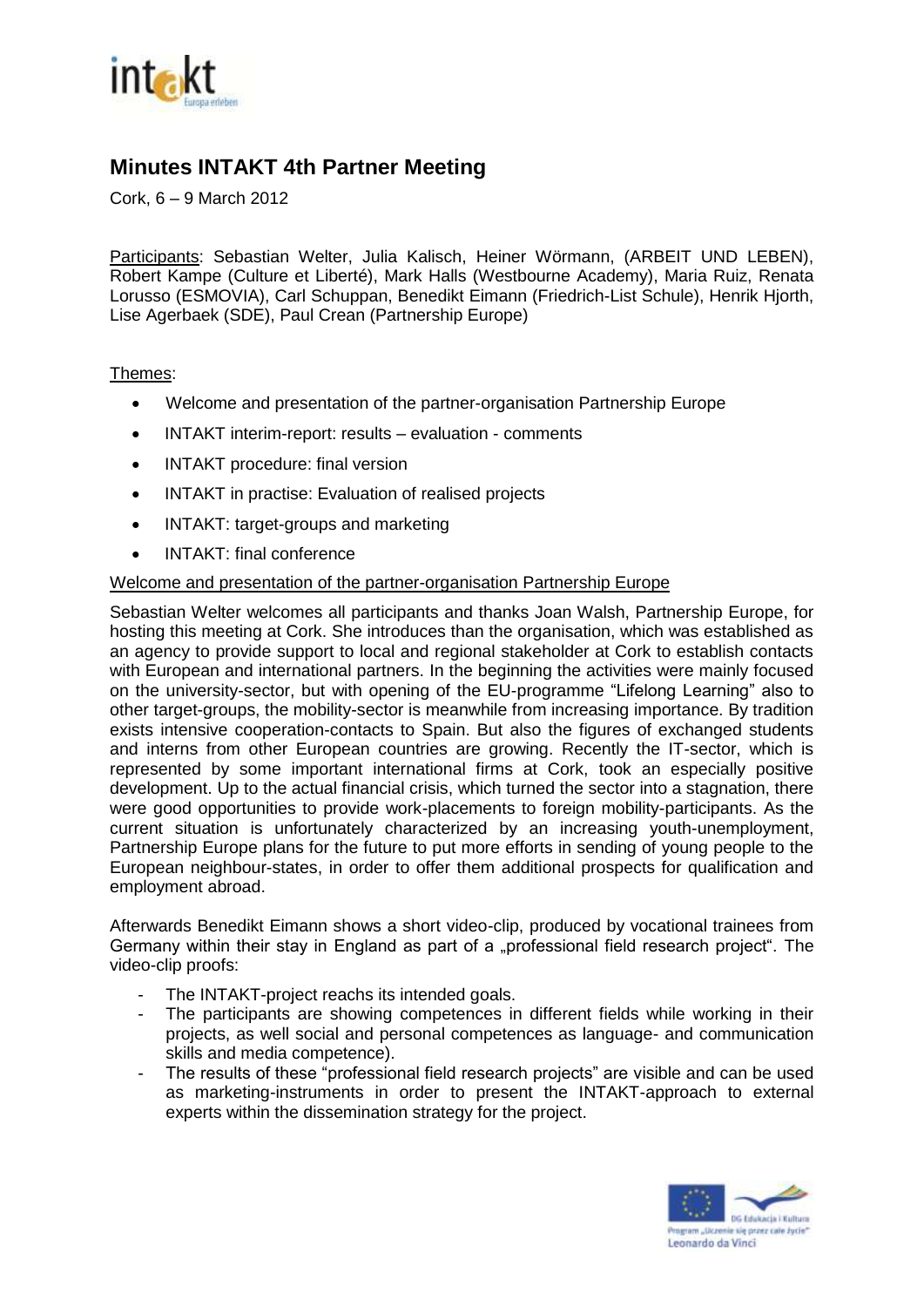# Minutes INTAKT 4th Partner Meeting

Cork, 6 – 9 March 2012

Participants: Sebastian Welter, Julia Kalisch, Heiner Wörmann, (ARBEIT UND LEBEN), Robert Kampe (Culture et Liberté), Mark Halls (Westbourne Academy), Maria Ruiz, Renata Lorusso (ESMOVIA), Carl Schuppan, Benedikt Eimann (Friedrich-List Schule), Henrik Hjorth, Lise Agerbaek (SDE), Paul Crean (Partnership Europe)

Themes:

- Welcome and presentation of the partner-organisation Partnership Europe
- INTAKT interim-report: results – evaluation - comments
- INTAKT procedure: final version
- INTAKT in practise: Evaluation of realised projects
- INTAKT: target-groups and marketing
- INTAKT: final conference

Welcome and presentation of the partner-organisation Partnership Europe

Sebastian Welter welcomes all participants and thanks Joan Walsh, Partnership Europe, for hosting this meeting at Cork. She introduces than the organisation, which was established as an agency to provide support to local and regional stakeholder at Cork to establish contacts with European and international partners. In the beginning the activities were mainly focused on the university-sector, but with opening of the EU-programme "Lifelong Learning" also to other target-groups, the mobility-sector is meanwhile from increasing importance. By tradition exists intensive cooperation-contacts to Spain. But also the figures of exchanged students and interns from other European countries are growing. Recently the IT-sector, which is represented by some important international firms at Cork, took an especially positive development. Up to the actual financial crisis, which turned the sector into a stagnation, there were good opportunities to provide work-placements to foreign mobility-participants. As the current situation is unfortunately characterized by an increasing youth-unemployment, Partnership Europe plans for the future to put more efforts in sending of young people to the European neighbour-states, in order to offer them additional prospects for qualification and employment abroad.

Afterwards Benedikt Eimann shows a short video-clip, produced by vocational trainees from Germany within their stay in England as part of a „professional field research project". The video-clip proofs:

- The INTAKT-project reachs its intended goals.
- The participants are showing competences in different fields while working in their projects, as well social and personal competences as language- and communication skills and media competence).
- The results of these "professional field research projects" are visible and can be used as marketing-instruments in order to present the INTAKT-approach to external experts within the dissemination strategy for the project.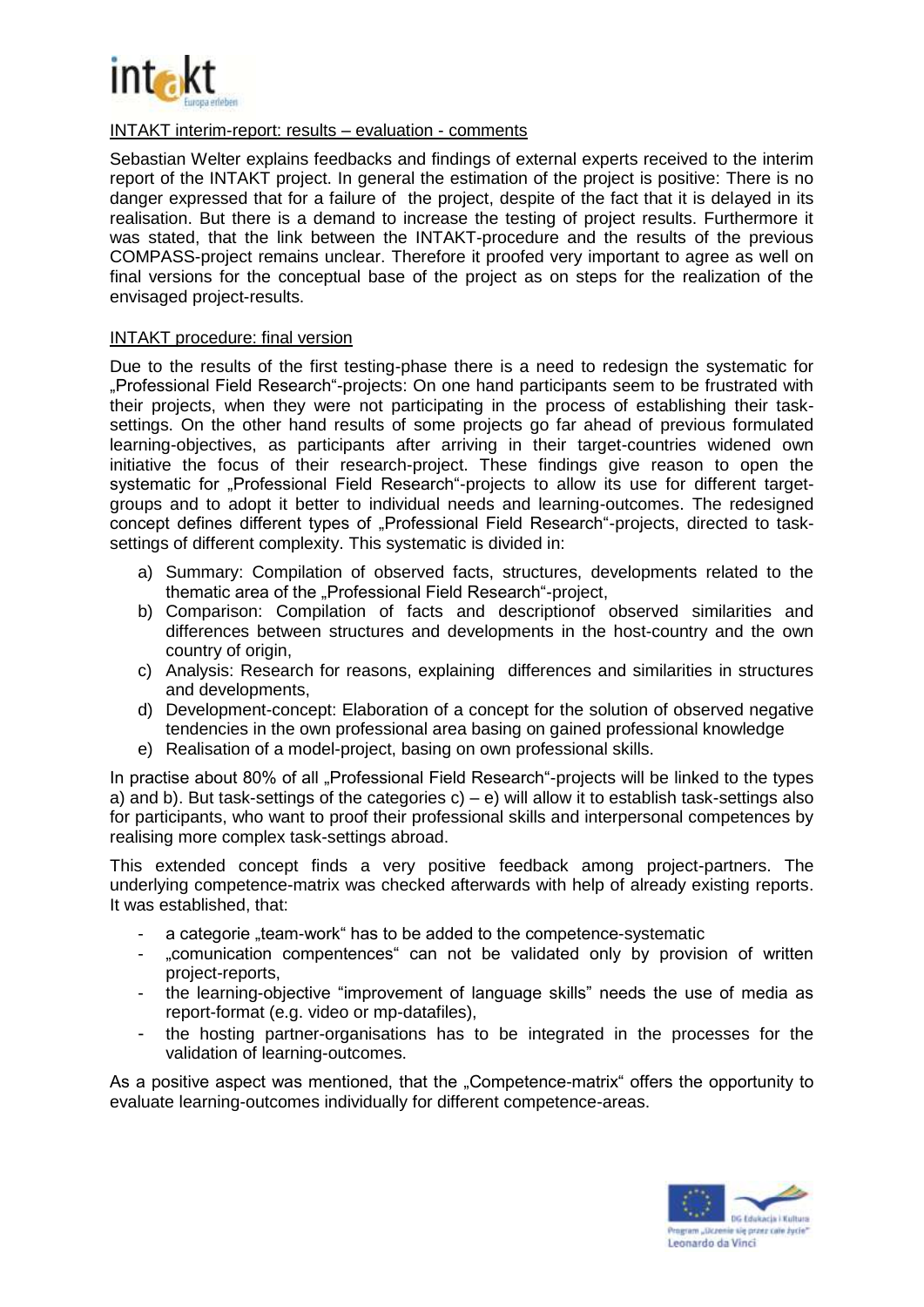## INTAKT interim-report: results – evaluation - comments

Sebastian Welter explains feedbacks and findings of external experts received to the interim report of the INTAKT project. In general the estimation of the project is positive: There is no danger expressed that for a failure of the project, despite of the fact that it is delayed in its realisation. But there is a demand to increase the testing of project results. Furthermore it was stated, that the link between the INTAKT-procedure and the results of the previous COMPASS-project remains unclear. Therefore it proofed very important to agree as well on final versions for the conceptual base of the project as on steps for the realization of the envisaged project-results.

## INTAKT procedure: final version

Due to the results of the first testing-phase there is a need to redesign the systematic for „Professional Field Research"-projects: On one hand participants seem to be frustrated with their projects, when they were not participating in the process of establishing their task-settings. On the other hand results of some projects go far ahead of previous formulated learning-objectives, as participants after arriving in their target-countries widened own initiative the focus of their research-project. These findings give reason to open the systematic for „Professional Field Research"-projects to allow its use for different target-groups and to adopt it better to individual needs and learning-outcomes. The redesigned concept defines different types of „Professional Field Research"-projects, directed to task-settings of different complexity. This systematic is divided in:

a) Summary: Compilation of observed facts, structures, developments related to the thematic area of the „Professional Field Research"-project,
b) Comparison: Compilation of facts and descriptionof observed similarities and differences between structures and developments in the host-country and the own country of origin,
c) Analysis: Research for reasons, explaining differences and similarities in structures and developments,
d) Development-concept: Elaboration of a concept for the solution of observed negative tendencies in the own professional area basing on gained professional knowledge
e) Realisation of a model-project, basing on own professional skills.

In practise about 80% of all „Professional Field Research"-projects will be linked to the types a) and b). But task-settings of the categories c) – e) will allow it to establish task-settings also for participants, who want to proof their professional skills and interpersonal competences by realising more complex task-settings abroad.

This extended concept finds a very positive feedback among project-partners. The underlying competence-matrix was checked afterwards with help of already existing reports. It was established, that:

- a categorie „team-work" has to be added to the competence-systematic
- „comunication compentences" can not be validated only by provision of written project-reports,
- the learning-objective "improvement of language skills" needs the use of media as report-format (e.g. video or mp-datafiles),
- the hosting partner-organisations has to be integrated in the processes for the validation of learning-outcomes.

As a positive aspect was mentioned, that the „Competence-matrix" offers the opportunity to evaluate learning-outcomes individually for different competence-areas.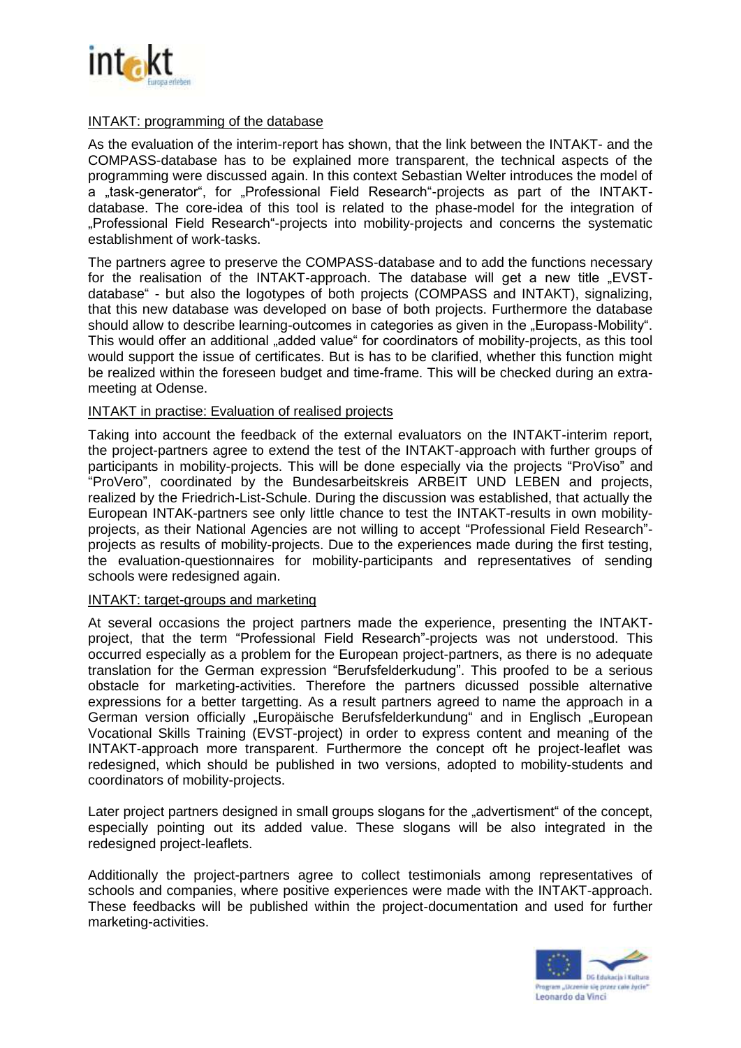INTAKT: programming of the database

As the evaluation of the interim-report has shown, that the link between the INTAKT- and the COMPASS-database has to be explained more transparent, the technical aspects of the programming were discussed again. In this context Sebastian Welter introduces the model of a „task-generator", for „Professional Field Research"-projects as part of the INTAKT-database. The core-idea of this tool is related to the phase-model for the integration of „Professional Field Research"-projects into mobility-projects and concerns the systematic establishment of work-tasks.

The partners agree to preserve the COMPASS-database and to add the functions necessary for the realisation of the INTAKT-approach. The database will get a new title „EVST-database" - but also the logotypes of both projects (COMPASS and INTAKT), signalizing, that this new database was developed on base of both projects. Furthermore the database should allow to describe learning-outcomes in categories as given in the „Europass-Mobility". This would offer an additional „added value" for coordinators of mobility-projects, as this tool would support the issue of certificates. But is has to be clarified, whether this function might be realized within the foreseen budget and time-frame. This will be checked during an extra-meeting at Odense.

INTAKT in practise: Evaluation of realised projects

Taking into account the feedback of the external evaluators on the INTAKT-interim report, the project-partners agree to extend the test of the INTAKT-approach with further groups of participants in mobility-projects. This will be done especially via the projects "ProViso" and "ProVero", coordinated by the Bundesarbeitskreis ARBEIT UND LEBEN and projects, realized by the Friedrich-List-Schule. During the discussion was established, that actually the European INTAK-partners see only little chance to test the INTAKT-results in own mobility-projects, as their National Agencies are not willing to accept "Professional Field Research"-projects as results of mobility-projects. Due to the experiences made during the first testing, the evaluation-questionnaires for mobility-participants and representatives of sending schools were redesigned again.

INTAKT: target-groups and marketing

At several occasions the project partners made the experience, presenting the INTAKT-project, that the term "Professional Field Research"-projects was not understood. This occurred especially as a problem for the European project-partners, as there is no adequate translation for the German expression "Berufsfelderkudung". This proofed to be a serious obstacle for marketing-activities. Therefore the partners dicussed possible alternative expressions for a better targetting. As a result partners agreed to name the approach in a German version officially „Europäische Berufsfelderkundung" and in Englisch „European Vocational Skills Training (EVST-project) in order to express content and meaning of the INTAKT-approach more transparent. Furthermore the concept oft he project-leaflet was redesigned, which should be published in two versions, adopted to mobility-students and coordinators of mobility-projects.

Later project partners designed in small groups slogans for the „advertisment" of the concept, especially pointing out its added value. These slogans will be also integrated in the redesigned project-leaflets.

Additionally the project-partners agree to collect testimonials among representatives of schools and companies, where positive experiences were made with the INTAKT-approach. These feedbacks will be published within the project-documentation and used for further marketing-activities.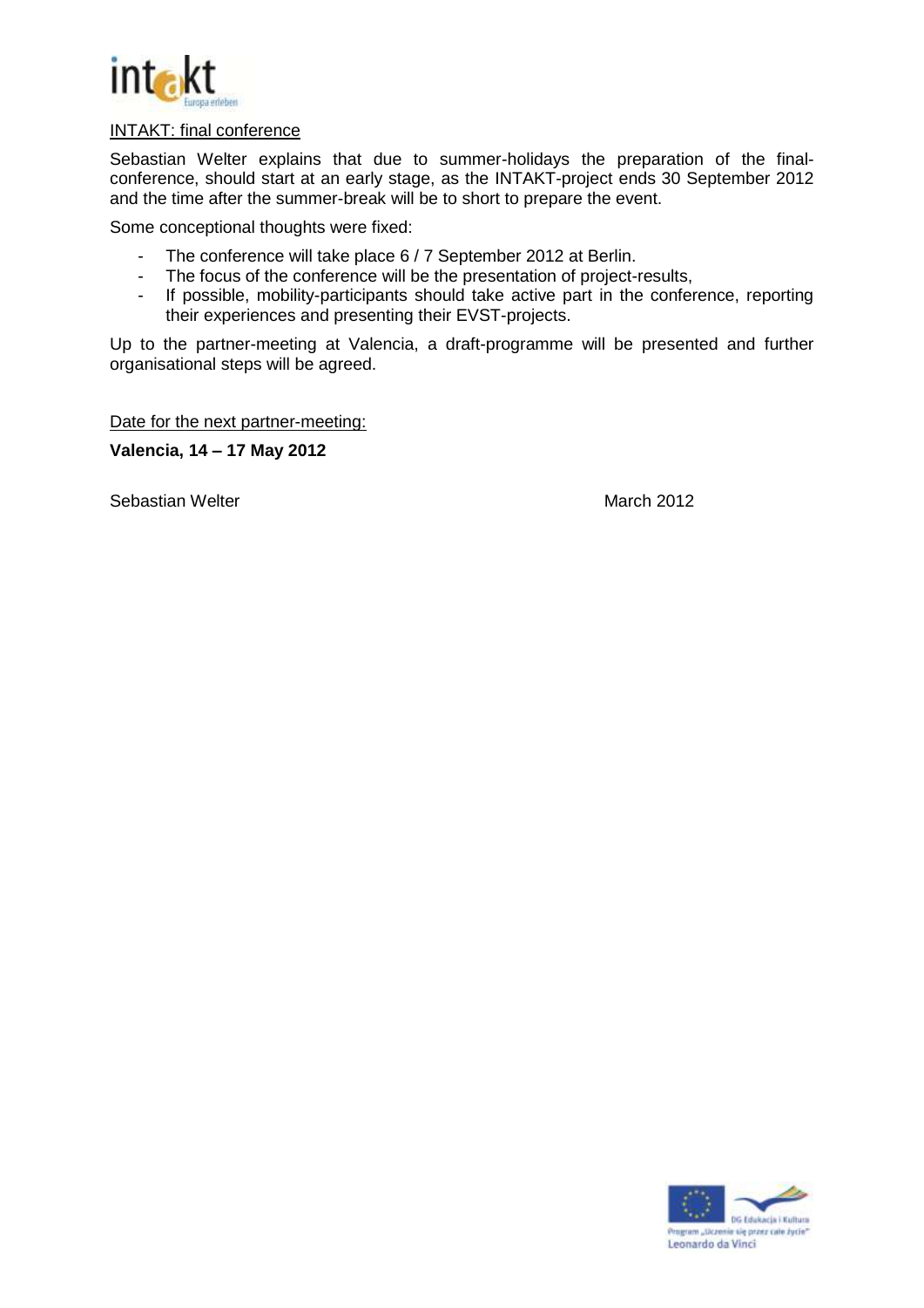INTAKT: final conference

Sebastian Welter explains that due to summer-holidays the preparation of the final-conference, should start at an early stage, as the INTAKT-project ends 30 September 2012 and the time after the summer-break will be to short to prepare the event.

Some conceptional thoughts were fixed:

- The conference will take place 6 / 7 September 2012 at Berlin.
- The focus of the conference will be the presentation of project-results,
- If possible, mobility-participants should take active part in the conference, reporting their experiences and presenting their EVST-projects.

Up to the partner-meeting at Valencia, a draft-programme will be presented and further organisational steps will be agreed.

Date for the next partner-meeting:

**Valencia, 14 – 17 May 2012**

Sebastian Welter March 2012